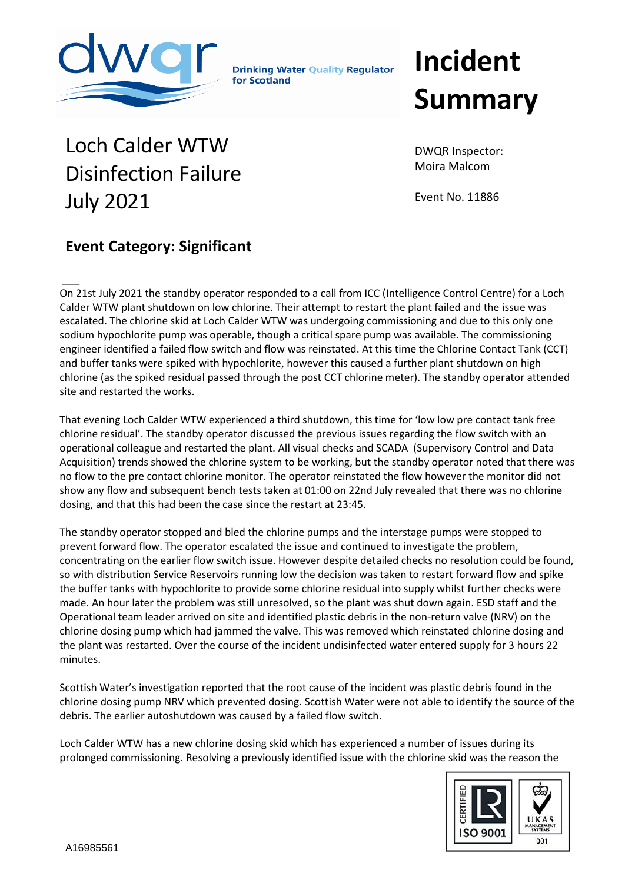Drinking Water Quality Regulator for Scotland

# Incident Summary

## Loch Calder WTW Disinfection Failure July 2021

DWQR Inspector: Moira Malcom

Event No. 11886

### Event Category: Significant

On 21st July 2021 the standby operator responded to a call from ICC (Intelligence Control Centre) for a Loch Calder WTW plant shutdown on low chlorine. Their attempt to restart the plant failed and the issue was escalated. The chlorine skid at Loch Calder WTW was undergoing commissioning and due to this only one sodium hypochlorite pump was operable, though a critical spare pump was available. The commissioning engineer identified a failed flow switch and flow was reinstated. At this time the Chlorine Contact Tank (CCT) and buffer tanks were spiked with hypochlorite, however this caused a further plant shutdown on high chlorine (as the spiked residual passed through the post CCT chlorine meter). The standby operator attended site and restarted the works.

That evening Loch Calder WTW experienced a third shutdown, this time for 'low low pre contact tank free chlorine residual'. The standby operator discussed the previous issues regarding the flow switch with an operational colleague and restarted the plant. All visual checks and SCADA (Supervisory Control and Data Acquisition) trends showed the chlorine system to be working, but the standby operator noted that there was no flow to the pre contact chlorine monitor. The operator reinstated the flow however the monitor did not show any flow and subsequent bench tests taken at 01:00 on 22nd July revealed that there was no chlorine dosing, and that this had been the case since the restart at 23:45.

The standby operator stopped and bled the chlorine pumps and the interstage pumps were stopped to prevent forward flow. The operator escalated the issue and continued to investigate the problem, concentrating on the earlier flow switch issue. However despite detailed checks no resolution could be found, so with distribution Service Reservoirs running low the decision was taken to restart forward flow and spike the buffer tanks with hypochlorite to provide some chlorine residual into supply whilst further checks were made. An hour later the problem was still unresolved, so the plant was shut down again. ESD staff and the Operational team leader arrived on site and identified plastic debris in the non-return valve (NRV) on the chlorine dosing pump which had jammed the valve. This was removed which reinstated chlorine dosing and the plant was restarted. Over the course of the incident undisinfected water entered supply for 3 hours 22 minutes.

Scottish Water's investigation reported that the root cause of the incident was plastic debris found in the chlorine dosing pump NRV which prevented dosing. Scottish Water were not able to identify the source of the debris. The earlier autoshutdown was caused by a failed flow switch.

Loch Calder WTW has a new chlorine dosing skid which has experienced a number of issues during its prolonged commissioning. Resolving a previously identified issue with the chlorine skid was the reason the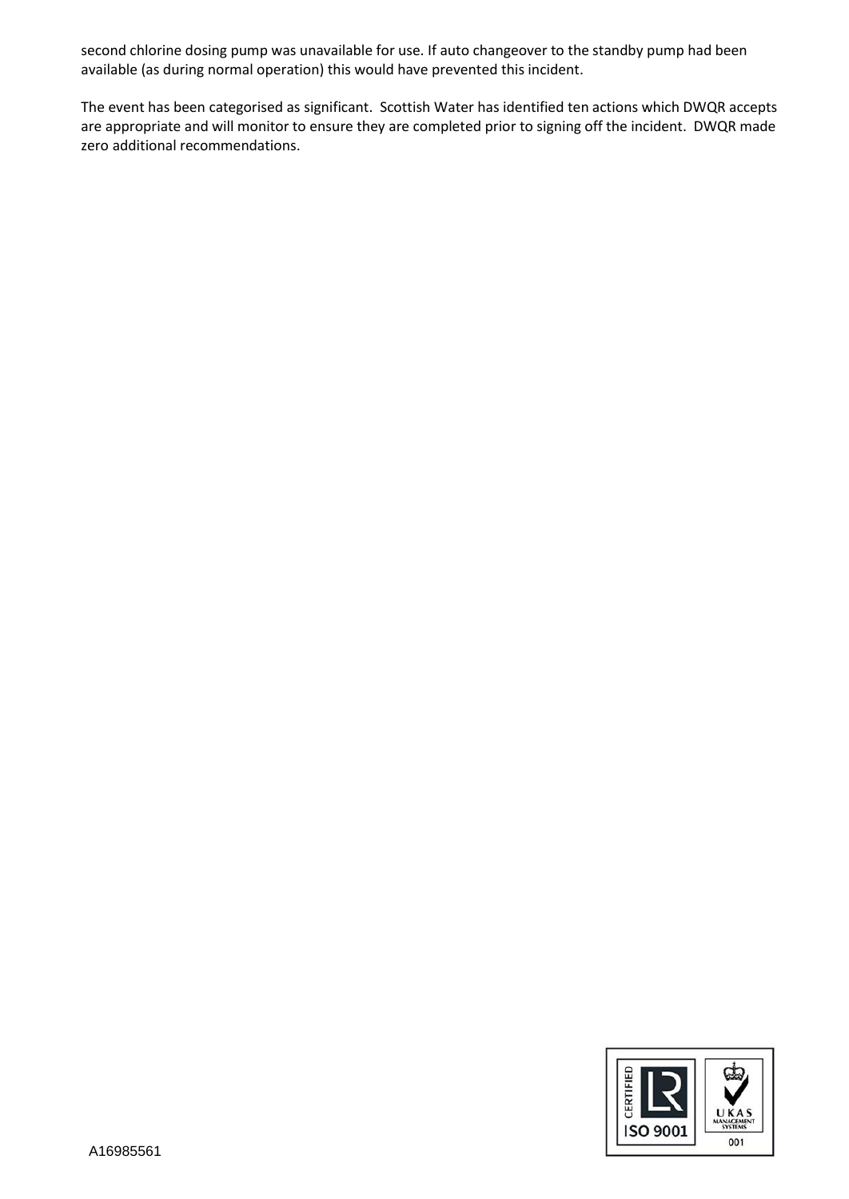second chlorine dosing pump was unavailable for use. If auto changeover to the standby pump had been available (as during normal operation) this would have prevented this incident.

The event has been categorised as significant. Scottish Water has identified ten actions which DWQR accepts are appropriate and will monitor to ensure they are completed prior to signing off the incident. DWQR made zero additional recommendations.

A16985561